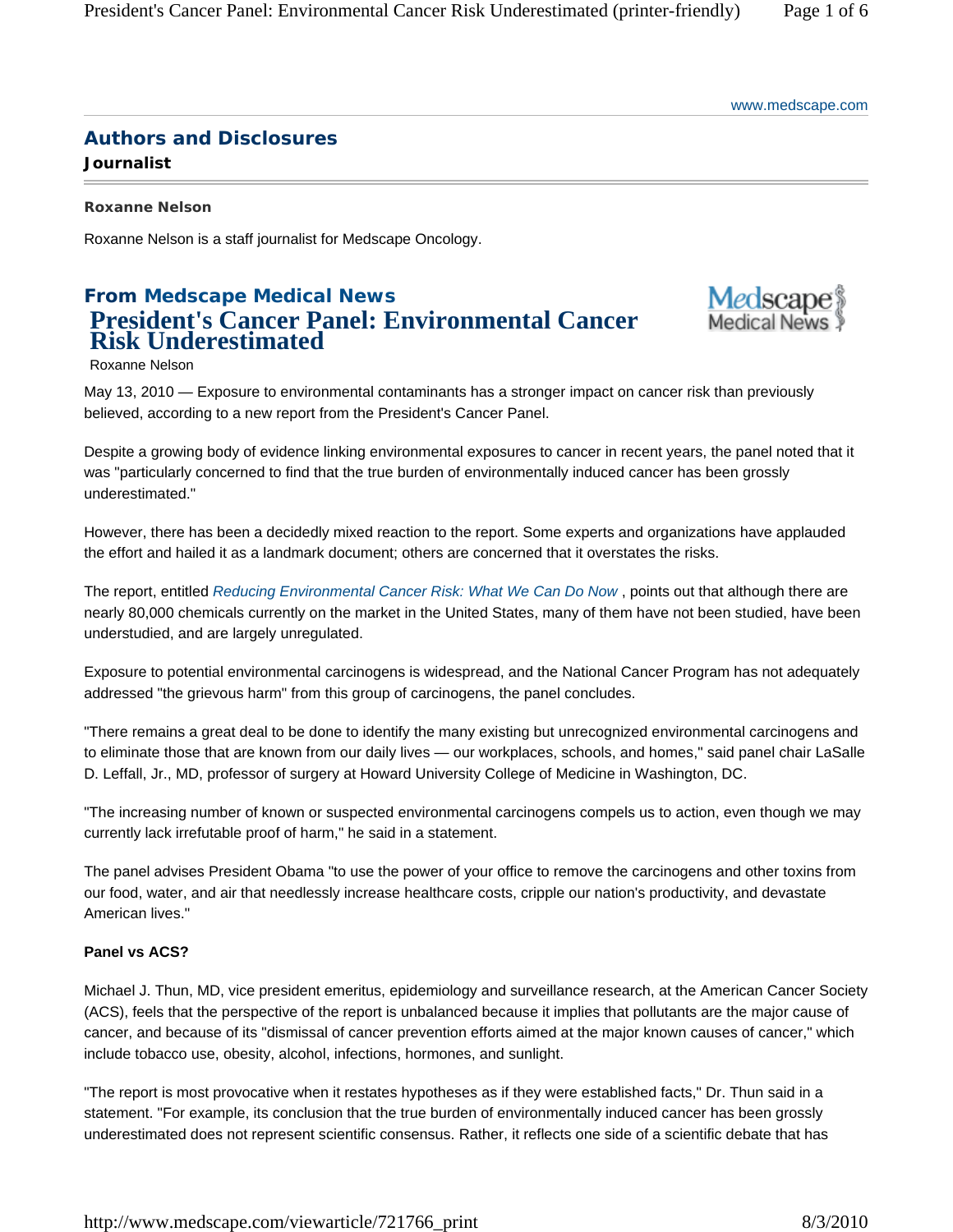www.medscape.com

## Authors and Disclosures

### Journalist

**Roxanne Nelson**

Roxanne Nelson is a staff journalist for Medscape Oncology.

## From Medscape Medical News

# President's Cancer Panel: Environmental Cancer Risk Underestimated

Roxanne Nelson

May 13, 2010 — Exposure to environmental contaminants has a stronger impact on cancer risk than previously believed, according to a new report from the President's Cancer Panel.

Despite a growing body of evidence linking environmental exposures to cancer in recent years, the panel noted that it was "particularly concerned to find that the true burden of environmentally induced cancer has been grossly underestimated."

However, there has been a decidedly mixed reaction to the report. Some experts and organizations have applauded the effort and hailed it as a landmark document; others are concerned that it overstates the risks.

The report, entitled *Reducing Environmental Cancer Risk: What We Can Do Now* , points out that although there are nearly 80,000 chemicals currently on the market in the United States, many of them have not been studied, have been understudied, and are largely unregulated.

Exposure to potential environmental carcinogens is widespread, and the National Cancer Program has not adequately addressed "the grievous harm" from this group of carcinogens, the panel concludes.

"There remains a great deal to be done to identify the many existing but unrecognized environmental carcinogens and to eliminate those that are known from our daily lives — our workplaces, schools, and homes," said panel chair LaSalle D. Leffall, Jr., MD, professor of surgery at Howard University College of Medicine in Washington, DC.

"The increasing number of known or suspected environmental carcinogens compels us to action, even though we may currently lack irrefutable proof of harm," he said in a statement.

The panel advises President Obama "to use the power of your office to remove the carcinogens and other toxins from our food, water, and air that needlessly increase healthcare costs, cripple our nation's productivity, and devastate American lives."

**Panel vs ACS?**

Michael J. Thun, MD, vice president emeritus, epidemiology and surveillance research, at the American Cancer Society (ACS), feels that the perspective of the report is unbalanced because it implies that pollutants are the major cause of cancer, and because of its "dismissal of cancer prevention efforts aimed at the major known causes of cancer," which include tobacco use, obesity, alcohol, infections, hormones, and sunlight.

"The report is most provocative when it restates hypotheses as if they were established facts," Dr. Thun said in a statement. "For example, its conclusion that the true burden of environmentally induced cancer has been grossly underestimated does not represent scientific consensus. Rather, it reflects one side of a scientific debate that has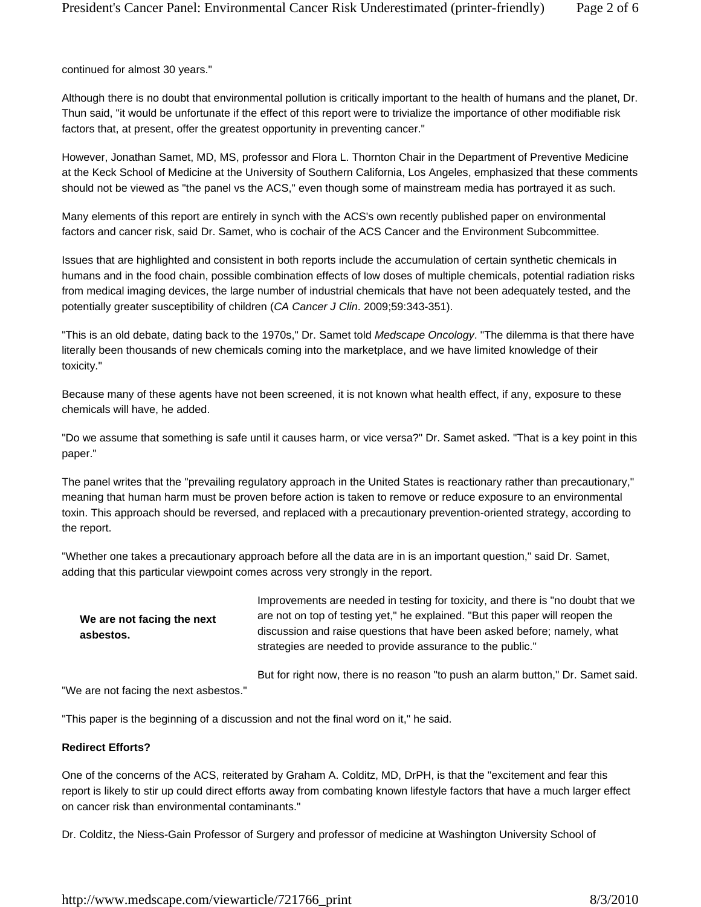continued for almost 30 years."

Although there is no doubt that environmental pollution is critically important to the health of humans and the planet, Dr. Thun said, "it would be unfortunate if the effect of this report were to trivialize the importance of other modifiable risk factors that, at present, offer the greatest opportunity in preventing cancer."

However, Jonathan Samet, MD, MS, professor and Flora L. Thornton Chair in the Department of Preventive Medicine at the Keck School of Medicine at the University of Southern California, Los Angeles, emphasized that these comments should not be viewed as "the panel vs the ACS," even though some of mainstream media has portrayed it as such.

Many elements of this report are entirely in synch with the ACS's own recently published paper on environmental factors and cancer risk, said Dr. Samet, who is cochair of the ACS Cancer and the Environment Subcommittee.

Issues that are highlighted and consistent in both reports include the accumulation of certain synthetic chemicals in humans and in the food chain, possible combination effects of low doses of multiple chemicals, potential radiation risks from medical imaging devices, the large number of industrial chemicals that have not been adequately tested, and the potentially greater susceptibility of children (*CA Cancer J Clin*. 2009;59:343-351).

"This is an old debate, dating back to the 1970s," Dr. Samet told *Medscape Oncology*. "The dilemma is that there have literally been thousands of new chemicals coming into the marketplace, and we have limited knowledge of their toxicity."

Because many of these agents have not been screened, it is not known what health effect, if any, exposure to these chemicals will have, he added.

"Do we assume that something is safe until it causes harm, or vice versa?" Dr. Samet asked. "That is a key point in this paper."

The panel writes that the "prevailing regulatory approach in the United States is reactionary rather than precautionary," meaning that human harm must be proven before action is taken to remove or reduce exposure to an environmental toxin. This approach should be reversed, and replaced with a precautionary prevention-oriented strategy, according to the report.

"Whether one takes a precautionary approach before all the data are in is an important question," said Dr. Samet, adding that this particular viewpoint comes across very strongly in the report.

**We are not facing the next asbestos.**

Improvements are needed in testing for toxicity, and there is "no doubt that we are not on top of testing yet," he explained. "But this paper will reopen the discussion and raise questions that have been asked before; namely, what strategies are needed to provide assurance to the public."

But for right now, there is no reason "to push an alarm button," Dr. Samet said. "We are not facing the next asbestos."

"This paper is the beginning of a discussion and not the final word on it," he said.

**Redirect Efforts?**

One of the concerns of the ACS, reiterated by Graham A. Colditz, MD, DrPH, is that the "excitement and fear this report is likely to stir up could direct efforts away from combating known lifestyle factors that have a much larger effect on cancer risk than environmental contaminants."

Dr. Colditz, the Niess-Gain Professor of Surgery and professor of medicine at Washington University School of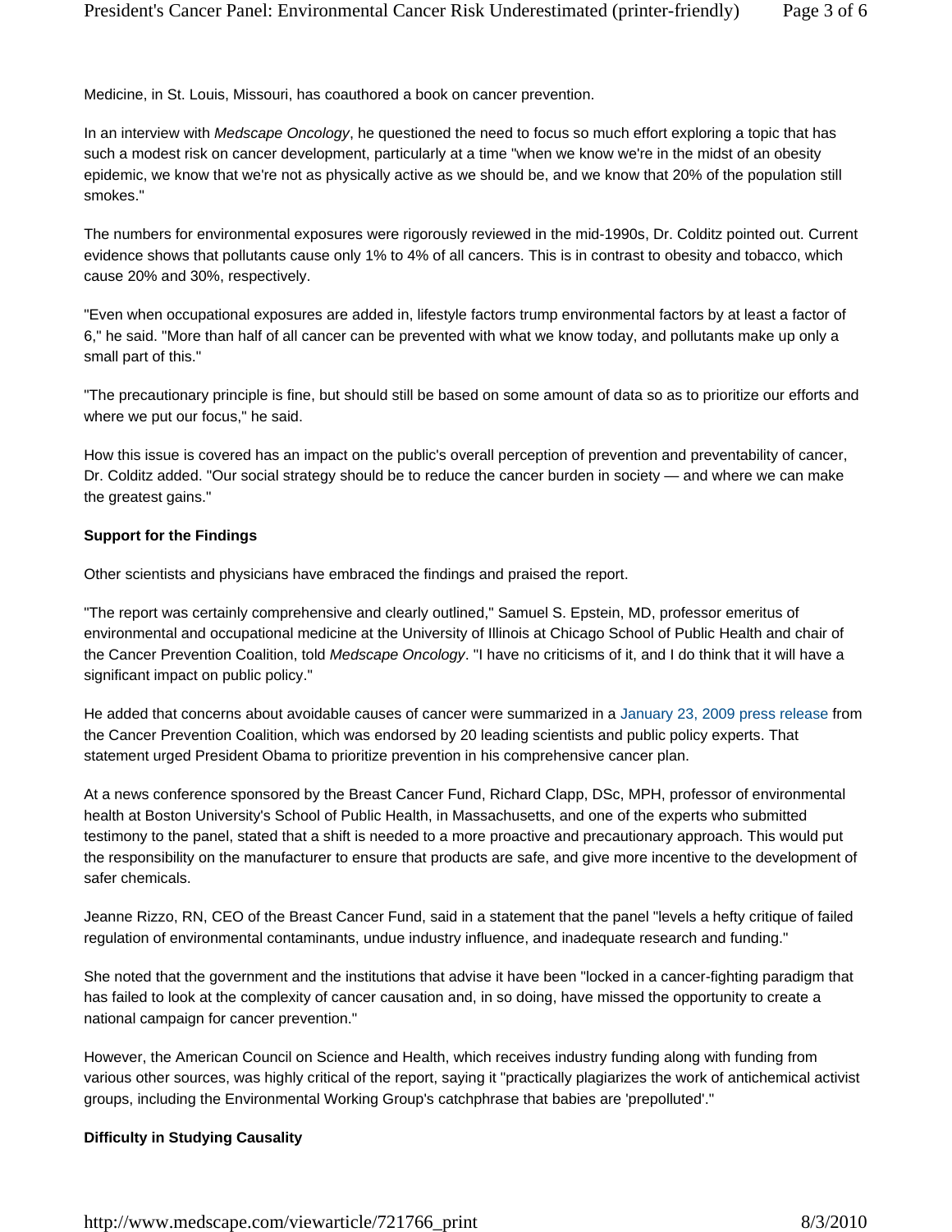Medicine, in St. Louis, Missouri, has coauthored a book on cancer prevention.

In an interview with *Medscape Oncology*, he questioned the need to focus so much effort exploring a topic that has such a modest risk on cancer development, particularly at a time "when we know we're in the midst of an obesity epidemic, we know that we're not as physically active as we should be, and we know that 20% of the population still smokes."

The numbers for environmental exposures were rigorously reviewed in the mid-1990s, Dr. Colditz pointed out. Current evidence shows that pollutants cause only 1% to 4% of all cancers. This is in contrast to obesity and tobacco, which cause 20% and 30%, respectively.

"Even when occupational exposures are added in, lifestyle factors trump environmental factors by at least a factor of 6," he said. "More than half of all cancer can be prevented with what we know today, and pollutants make up only a small part of this."

"The precautionary principle is fine, but should still be based on some amount of data so as to prioritize our efforts and where we put our focus," he said.

How this issue is covered has an impact on the public's overall perception of prevention and preventability of cancer, Dr. Colditz added. "Our social strategy should be to reduce the cancer burden in society — and where we can make the greatest gains."

**Support for the Findings**

Other scientists and physicians have embraced the findings and praised the report.

"The report was certainly comprehensive and clearly outlined," Samuel S. Epstein, MD, professor emeritus of environmental and occupational medicine at the University of Illinois at Chicago School of Public Health and chair of the Cancer Prevention Coalition, told *Medscape Oncology*. "I have no criticisms of it, and I do think that it will have a significant impact on public policy."

He added that concerns about avoidable causes of cancer were summarized in a January 23, 2009 press release from the Cancer Prevention Coalition, which was endorsed by 20 leading scientists and public policy experts. That statement urged President Obama to prioritize prevention in his comprehensive cancer plan.

At a news conference sponsored by the Breast Cancer Fund, Richard Clapp, DSc, MPH, professor of environmental health at Boston University's School of Public Health, in Massachusetts, and one of the experts who submitted testimony to the panel, stated that a shift is needed to a more proactive and precautionary approach. This would put the responsibility on the manufacturer to ensure that products are safe, and give more incentive to the development of safer chemicals.

Jeanne Rizzo, RN, CEO of the Breast Cancer Fund, said in a statement that the panel "levels a hefty critique of failed regulation of environmental contaminants, undue industry influence, and inadequate research and funding."

She noted that the government and the institutions that advise it have been "locked in a cancer-fighting paradigm that has failed to look at the complexity of cancer causation and, in so doing, have missed the opportunity to create a national campaign for cancer prevention."

However, the American Council on Science and Health, which receives industry funding along with funding from various other sources, was highly critical of the report, saying it "practically plagiarizes the work of antichemical activist groups, including the Environmental Working Group's catchphrase that babies are 'prepolluted'."

**Difficulty in Studying Causality**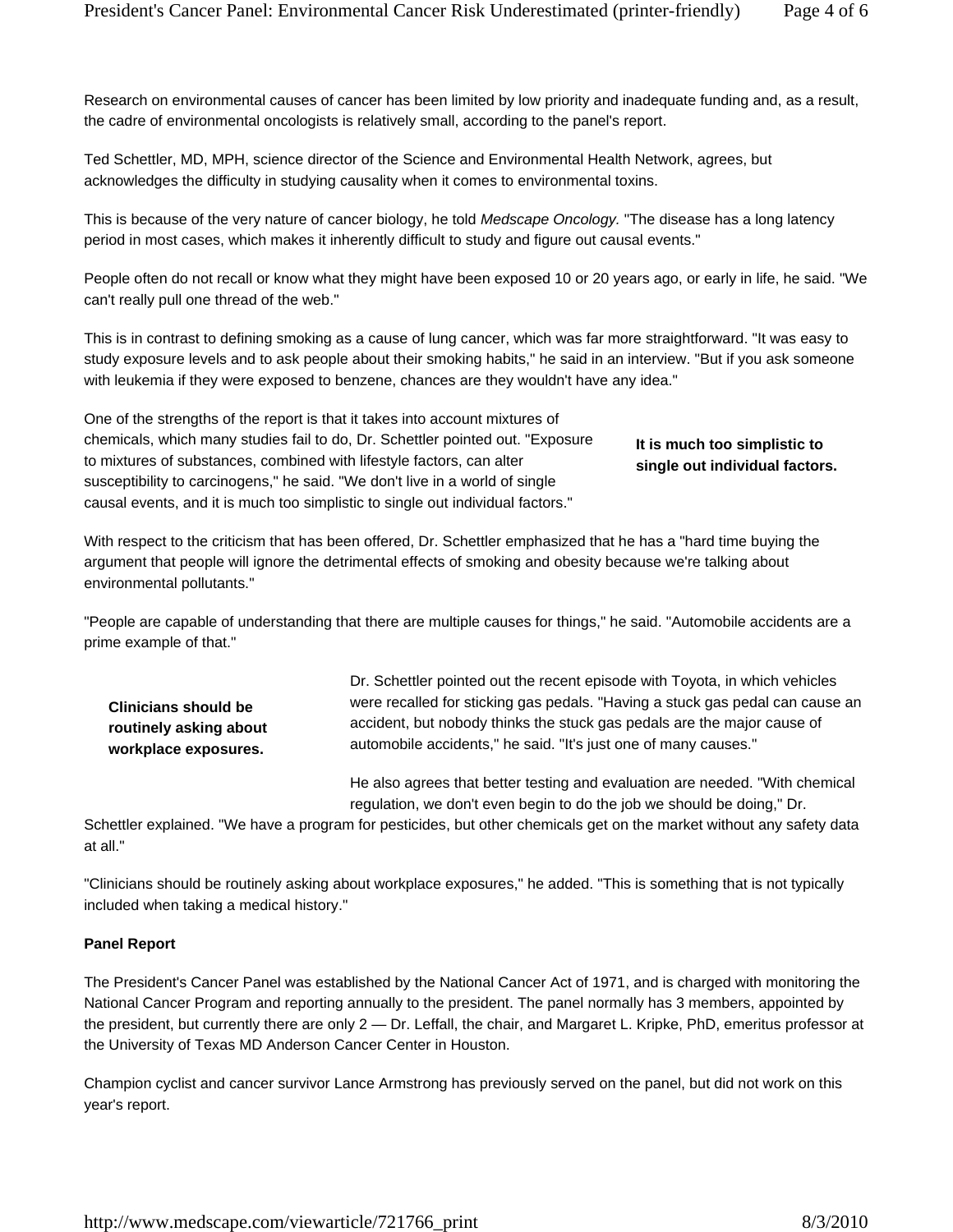Research on environmental causes of cancer has been limited by low priority and inadequate funding and, as a result, the cadre of environmental oncologists is relatively small, according to the panel's report.

Ted Schettler, MD, MPH, science director of the Science and Environmental Health Network, agrees, but acknowledges the difficulty in studying causality when it comes to environmental toxins.

This is because of the very nature of cancer biology, he told *Medscape Oncology.* "The disease has a long latency period in most cases, which makes it inherently difficult to study and figure out causal events."

People often do not recall or know what they might have been exposed 10 or 20 years ago, or early in life, he said. "We can't really pull one thread of the web."

This is in contrast to defining smoking as a cause of lung cancer, which was far more straightforward. "It was easy to study exposure levels and to ask people about their smoking habits," he said in an interview. "But if you ask someone with leukemia if they were exposed to benzene, chances are they wouldn't have any idea."

One of the strengths of the report is that it takes into account mixtures of chemicals, which many studies fail to do, Dr. Schettler pointed out. "Exposure to mixtures of substances, combined with lifestyle factors, can alter susceptibility to carcinogens," he said. "We don't live in a world of single causal events, and it is much too simplistic to single out individual factors."

**It is much too simplistic to single out individual factors.**

With respect to the criticism that has been offered, Dr. Schettler emphasized that he has a "hard time buying the argument that people will ignore the detrimental effects of smoking and obesity because we're talking about environmental pollutants."

"People are capable of understanding that there are multiple causes for things," he said. "Automobile accidents are a prime example of that."

**Clinicians should be routinely asking about workplace exposures.**

Dr. Schettler pointed out the recent episode with Toyota, in which vehicles were recalled for sticking gas pedals. "Having a stuck gas pedal can cause an accident, but nobody thinks the stuck gas pedals are the major cause of automobile accidents," he said. "It's just one of many causes."

He also agrees that better testing and evaluation are needed. "With chemical regulation, we don't even begin to do the job we should be doing," Dr. Schettler explained. "We have a program for pesticides, but other chemicals get on the market without any safety data at all."

"Clinicians should be routinely asking about workplace exposures," he added. "This is something that is not typically included when taking a medical history."

**Panel Report**

The President's Cancer Panel was established by the National Cancer Act of 1971, and is charged with monitoring the National Cancer Program and reporting annually to the president. The panel normally has 3 members, appointed by the president, but currently there are only 2 — Dr. Leffall, the chair, and Margaret L. Kripke, PhD, emeritus professor at the University of Texas MD Anderson Cancer Center in Houston.

Champion cyclist and cancer survivor Lance Armstrong has previously served on the panel, but did not work on this year's report.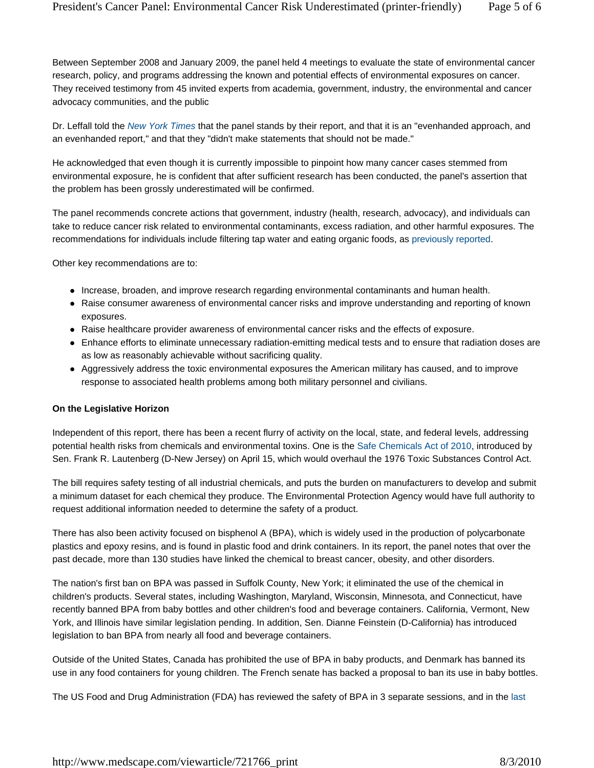Between September 2008 and January 2009, the panel held 4 meetings to evaluate the state of environmental cancer research, policy, and programs addressing the known and potential effects of environmental exposures on cancer. They received testimony from 45 invited experts from academia, government, industry, the environmental and cancer advocacy communities, and the public

Dr. Leffall told the *New York Times* that the panel stands by their report, and that it is an "evenhanded approach, and an evenhanded report," and that they "didn't make statements that should not be made."

He acknowledged that even though it is currently impossible to pinpoint how many cancer cases stemmed from environmental exposure, he is confident that after sufficient research has been conducted, the panel's assertion that the problem has been grossly underestimated will be confirmed.

The panel recommends concrete actions that government, industry (health, research, advocacy), and individuals can take to reduce cancer risk related to environmental contaminants, excess radiation, and other harmful exposures. The recommendations for individuals include filtering tap water and eating organic foods, as previously reported.

Other key recommendations are to:

- Increase, broaden, and improve research regarding environmental contaminants and human health.
- Raise consumer awareness of environmental cancer risks and improve understanding and reporting of known exposures.
- Raise healthcare provider awareness of environmental cancer risks and the effects of exposure.
- Enhance efforts to eliminate unnecessary radiation-emitting medical tests and to ensure that radiation doses are as low as reasonably achievable without sacrificing quality.
- Aggressively address the toxic environmental exposures the American military has caused, and to improve response to associated health problems among both military personnel and civilians.

**On the Legislative Horizon**

Independent of this report, there has been a recent flurry of activity on the local, state, and federal levels, addressing potential health risks from chemicals and environmental toxins. One is the Safe Chemicals Act of 2010, introduced by Sen. Frank R. Lautenberg (D-New Jersey) on April 15, which would overhaul the 1976 Toxic Substances Control Act.

The bill requires safety testing of all industrial chemicals, and puts the burden on manufacturers to develop and submit a minimum dataset for each chemical they produce. The Environmental Protection Agency would have full authority to request additional information needed to determine the safety of a product.

There has also been activity focused on bisphenol A (BPA), which is widely used in the production of polycarbonate plastics and epoxy resins, and is found in plastic food and drink containers. In its report, the panel notes that over the past decade, more than 130 studies have linked the chemical to breast cancer, obesity, and other disorders.

The nation's first ban on BPA was passed in Suffolk County, New York; it eliminated the use of the chemical in children's products. Several states, including Washington, Maryland, Wisconsin, Minnesota, and Connecticut, have recently banned BPA from baby bottles and other children's food and beverage containers. California, Vermont, New York, and Illinois have similar legislation pending. In addition, Sen. Dianne Feinstein (D-California) has introduced legislation to ban BPA from nearly all food and beverage containers.

Outside of the United States, Canada has prohibited the use of BPA in baby products, and Denmark has banned its use in any food containers for young children. The French senate has backed a proposal to ban its use in baby bottles.

The US Food and Drug Administration (FDA) has reviewed the safety of BPA in 3 separate sessions, and in the last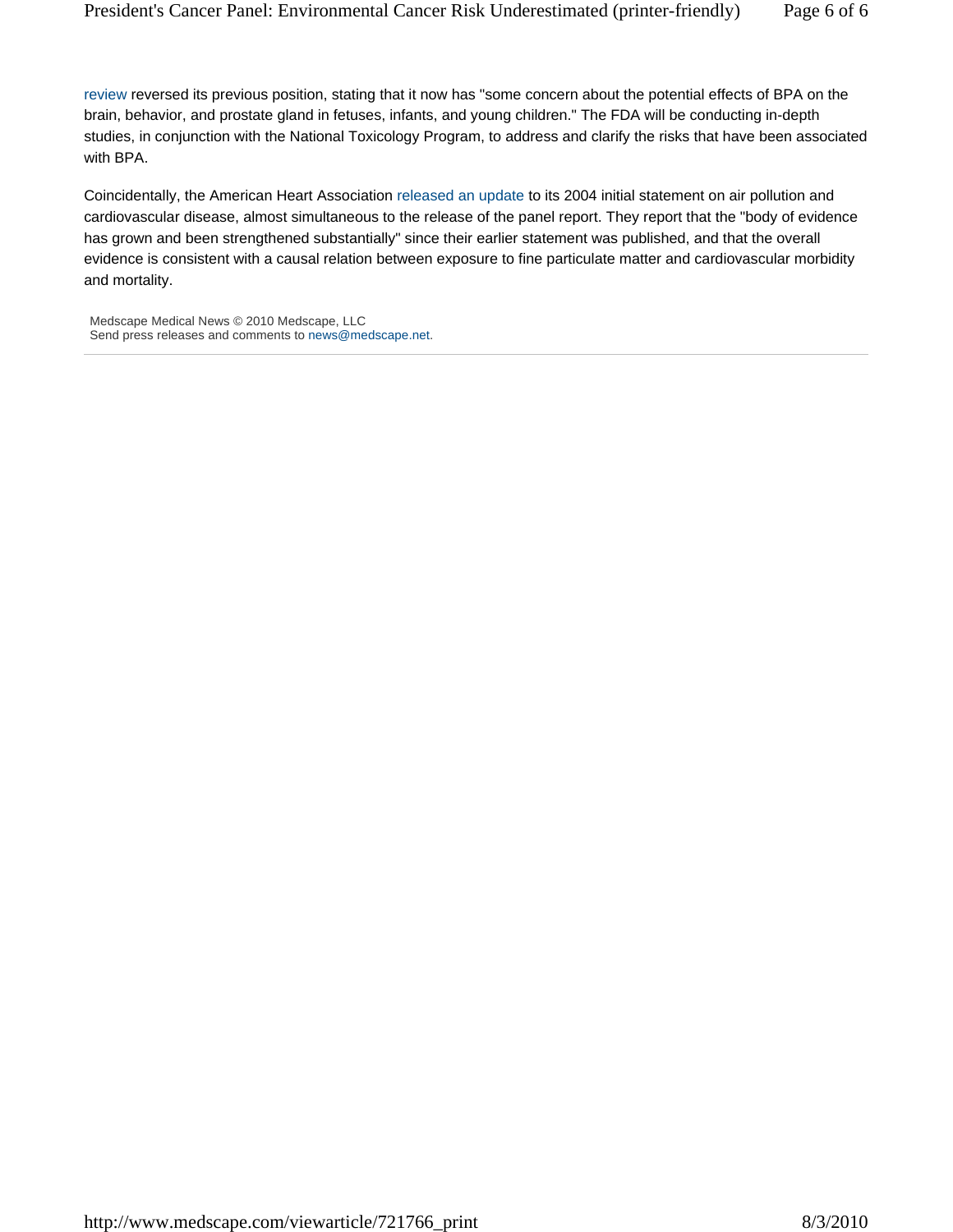review reversed its previous position, stating that it now has "some concern about the potential effects of BPA on the brain, behavior, and prostate gland in fetuses, infants, and young children." The FDA will be conducting in-depth studies, in conjunction with the National Toxicology Program, to address and clarify the risks that have been associated with BPA.

Coincidentally, the American Heart Association released an update to its 2004 initial statement on air pollution and cardiovascular disease, almost simultaneous to the release of the panel report. They report that the "body of evidence has grown and been strengthened substantially" since their earlier statement was published, and that the overall evidence is consistent with a causal relation between exposure to fine particulate matter and cardiovascular morbidity and mortality.

Medscape Medical News © 2010 Medscape, LLC
Send press releases and comments to news@medscape.net.